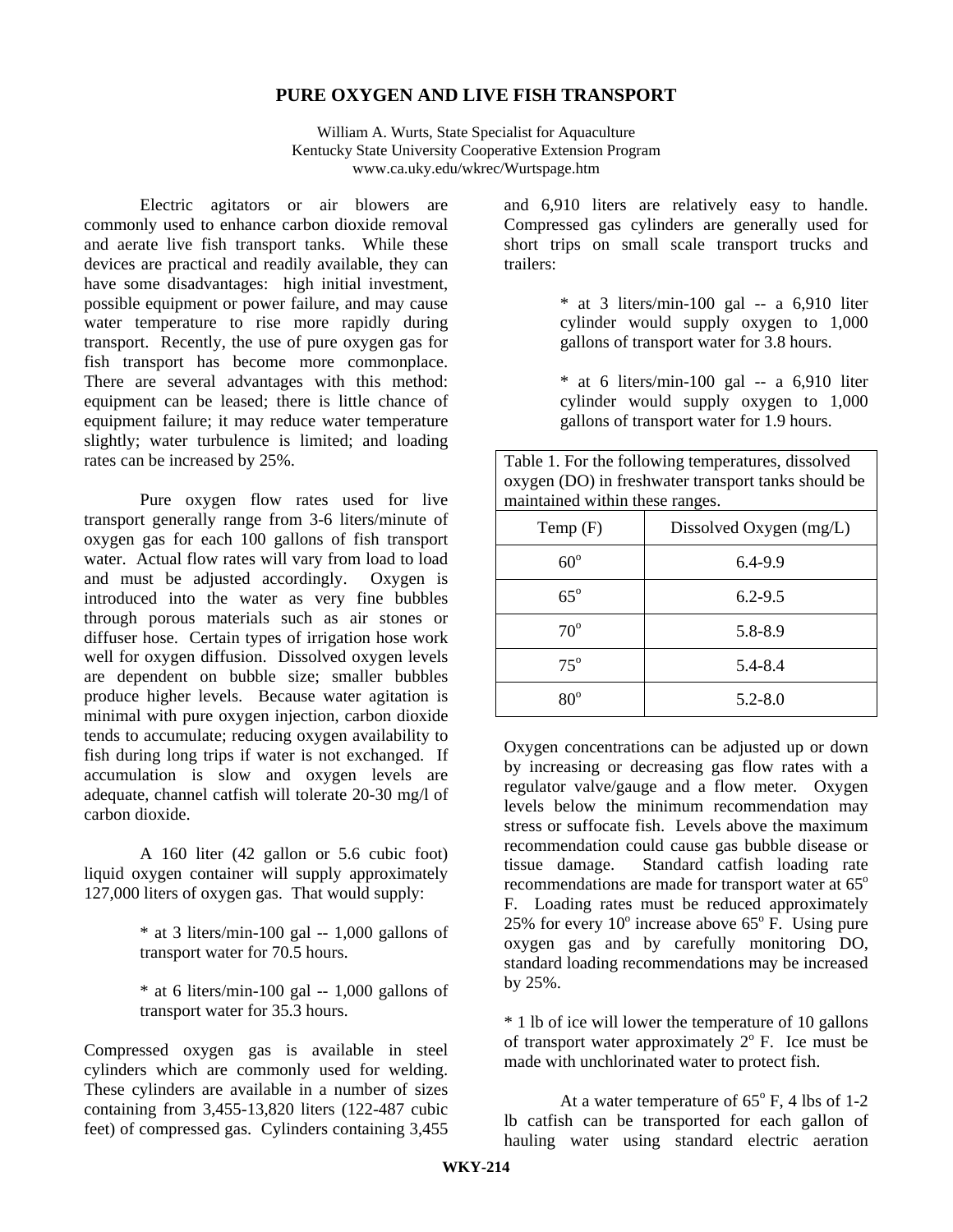# PURE OXYGEN AND LIVE FISH TRANSPORT

William A. Wurts, State Specialist for Aquaculture
Kentucky State University Cooperative Extension Program
www.ca.uky.edu/wkrec/Wurtspage.htm

Electric agitators or air blowers are commonly used to enhance carbon dioxide removal and aerate live fish transport tanks. While these devices are practical and readily available, they can have some disadvantages: high initial investment, possible equipment or power failure, and may cause water temperature to rise more rapidly during transport. Recently, the use of pure oxygen gas for fish transport has become more commonplace. There are several advantages with this method: equipment can be leased; there is little chance of equipment failure; it may reduce water temperature slightly; water turbulence is limited; and loading rates can be increased by 25%.

Pure oxygen flow rates used for live transport generally range from 3-6 liters/minute of oxygen gas for each 100 gallons of fish transport water. Actual flow rates will vary from load to load and must be adjusted accordingly. Oxygen is introduced into the water as very fine bubbles through porous materials such as air stones or diffuser hose. Certain types of irrigation hose work well for oxygen diffusion. Dissolved oxygen levels are dependent on bubble size; smaller bubbles produce higher levels. Because water agitation is minimal with pure oxygen injection, carbon dioxide tends to accumulate; reducing oxygen availability to fish during long trips if water is not exchanged. If accumulation is slow and oxygen levels are adequate, channel catfish will tolerate 20-30 mg/l of carbon dioxide.

A 160 liter (42 gallon or 5.6 cubic foot) liquid oxygen container will supply approximately 127,000 liters of oxygen gas. That would supply:

* at 3 liters/min-100 gal -- 1,000 gallons of transport water for 70.5 hours.

* at 6 liters/min-100 gal -- 1,000 gallons of transport water for 35.3 hours.

Compressed oxygen gas is available in steel cylinders which are commonly used for welding. These cylinders are available in a number of sizes containing from 3,455-13,820 liters (122-487 cubic feet) of compressed gas. Cylinders containing 3,455 and 6,910 liters are relatively easy to handle. Compressed gas cylinders are generally used for short trips on small scale transport trucks and trailers:

* at 3 liters/min-100 gal -- a 6,910 liter cylinder would supply oxygen to 1,000 gallons of transport water for 3.8 hours.

* at 6 liters/min-100 gal -- a 6,910 liter cylinder would supply oxygen to 1,000 gallons of transport water for 1.9 hours.

Table 1. For the following temperatures, dissolved oxygen (DO) in freshwater transport tanks should be maintained within these ranges.

| Temp (F) | Dissolved Oxygen (mg/L) |
|---|---|
| 60° | 6.4-9.9 |
| 65° | 6.2-9.5 |
| 70° | 5.8-8.9 |
| 75° | 5.4-8.4 |
| 80° | 5.2-8.0 |

Oxygen concentrations can be adjusted up or down by increasing or decreasing gas flow rates with a regulator valve/gauge and a flow meter. Oxygen levels below the minimum recommendation may stress or suffocate fish. Levels above the maximum recommendation could cause gas bubble disease or tissue damage. Standard catfish loading rate recommendations are made for transport water at 65° F. Loading rates must be reduced approximately 25% for every 10° increase above 65° F. Using pure oxygen gas and by carefully monitoring DO, standard loading recommendations may be increased by 25%.

* 1 lb of ice will lower the temperature of 10 gallons of transport water approximately 2° F. Ice must be made with unchlorinated water to protect fish.

At a water temperature of 65° F, 4 lbs of 1-2 lb catfish can be transported for each gallon of hauling water using standard electric aeration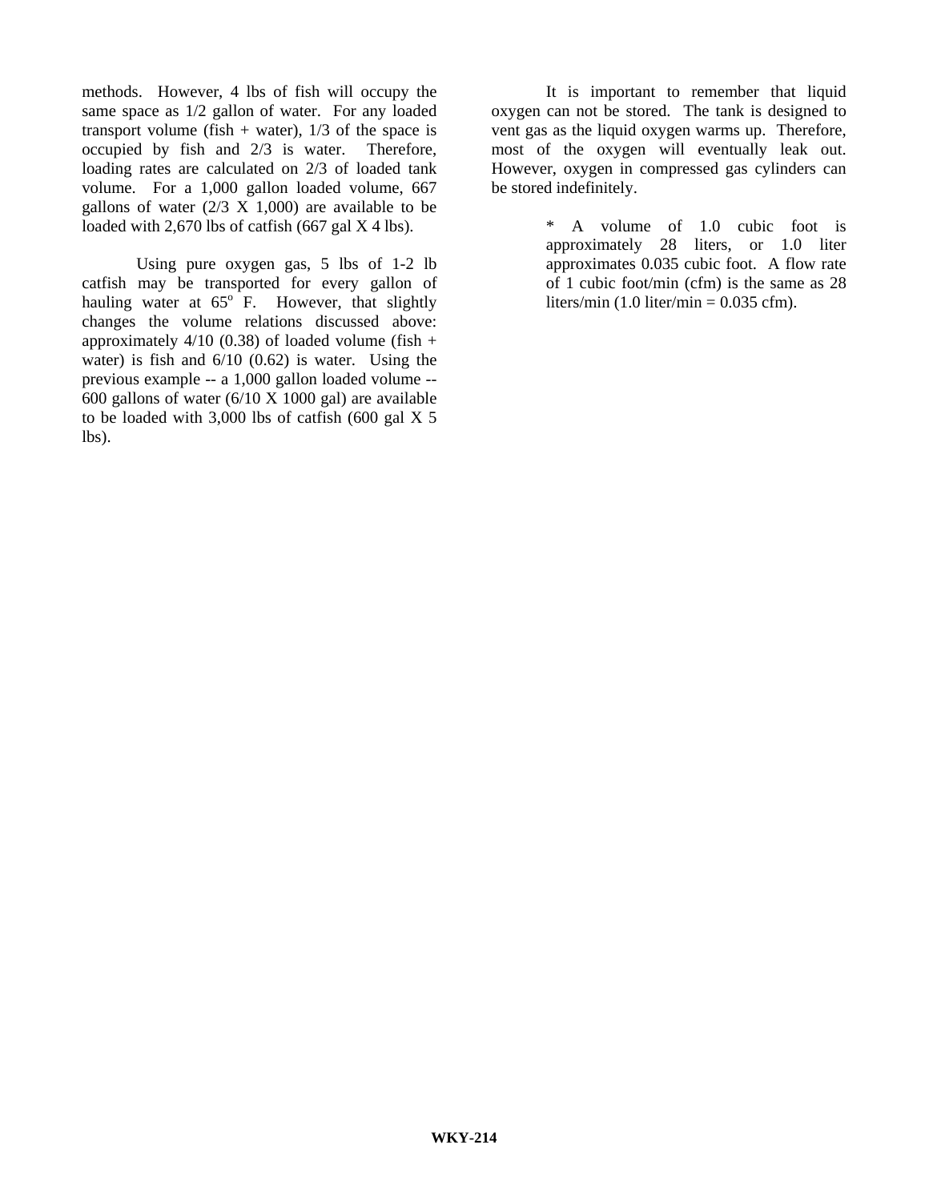methods. However, 4 lbs of fish will occupy the same space as 1/2 gallon of water. For any loaded transport volume (fish + water), 1/3 of the space is occupied by fish and 2/3 is water. Therefore, loading rates are calculated on 2/3 of loaded tank volume. For a 1,000 gallon loaded volume, 667 gallons of water (2/3 X 1,000) are available to be loaded with 2,670 lbs of catfish (667 gal X 4 lbs).

Using pure oxygen gas, 5 lbs of 1-2 lb catfish may be transported for every gallon of hauling water at 65$^{o}$ F. However, that slightly changes the volume relations discussed above: approximately 4/10 (0.38) of loaded volume (fish + water) is fish and 6/10 (0.62) is water. Using the previous example -- a 1,000 gallon loaded volume -- 600 gallons of water (6/10 X 1000 gal) are available to be loaded with 3,000 lbs of catfish (600 gal X 5 lbs).

It is important to remember that liquid oxygen can not be stored. The tank is designed to vent gas as the liquid oxygen warms up. Therefore, most of the oxygen will eventually leak out. However, oxygen in compressed gas cylinders can be stored indefinitely.

> * A volume of 1.0 cubic foot is approximately 28 liters, or 1.0 liter approximates 0.035 cubic foot. A flow rate of 1 cubic foot/min (cfm) is the same as 28 liters/min (1.0 liter/min = 0.035 cfm).